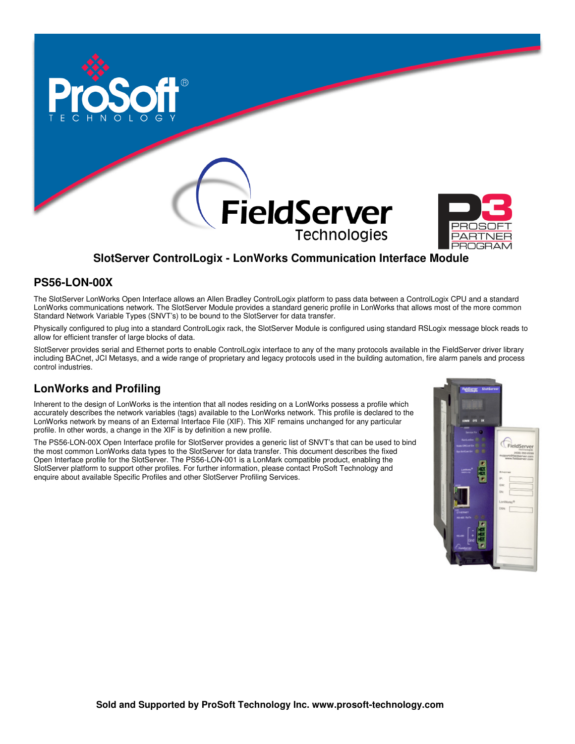## SlotServer ControlLogix - LonWorks Communication Interface Module

## PS56-LON-00X

The SlotServer LonWorks Open Interface allows an Allen Bradley ControlLogix platform to pass data between a ControlLogix CPU and a standard LonWorks communications network. The SlotServer Module provides a standard generic profile in LonWorks that allows most of the more common Standard Network Variable Types (SNVT's) to be bound to the SlotServer for data transfer.

Physically configured to plug into a standard ControlLogix rack, the SlotServer Module is configured using standard RSLogix message block reads to allow for efficient transfer of large blocks of data.

SlotServer provides serial and Ethernet ports to enable ControlLogix interface to any of the many protocols available in the FieldServer driver library including BACnet, JCI Metasys, and a wide range of proprietary and legacy protocols used in the building automation, fire alarm panels and process control industries.

## LonWorks and Profiling

Inherent to the design of LonWorks is the intention that all nodes residing on a LonWorks possess a profile which accurately describes the network variables (tags) available to the LonWorks network. This profile is declared to the LonWorks network by means of an External Interface File (XIF). This XIF remains unchanged for any particular profile. In other words, a change in the XIF is by definition a new profile.

The PS56-LON-00X Open Interface profile for SlotServer provides a generic list of SNVT's that can be used to bind the most common LonWorks data types to the SlotServer for data transfer. This document describes the fixed Open Interface profile for the SlotServer. The PS56-LON-001 is a LonMark compatible product, enabling the SlotServer platform to support other profiles. For further information, please contact ProSoft Technology and enquire about available Specific Profiles and other SlotServer Profiling Services.

**Sold and Supported by ProSoft Technology Inc. www.prosoft-technology.com**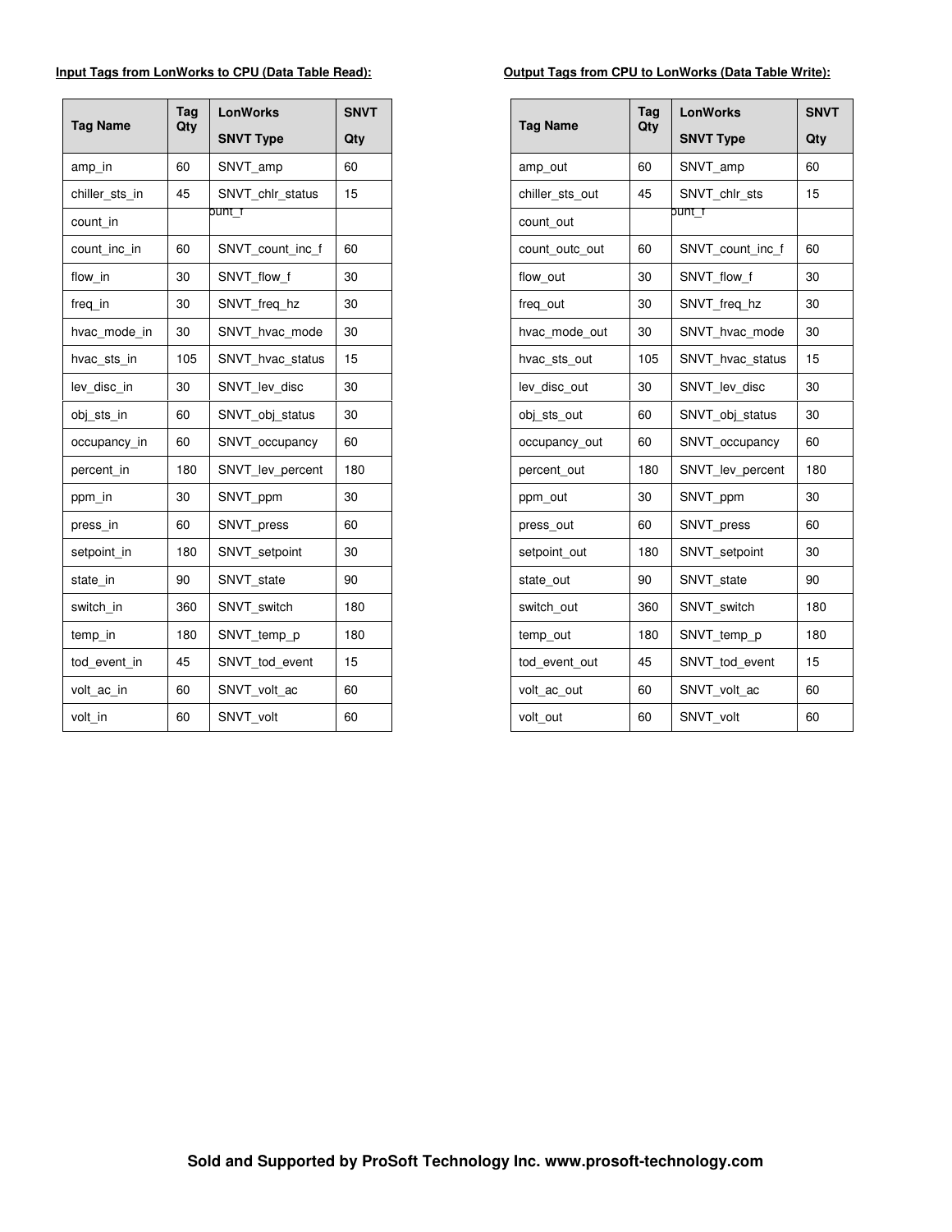**Input Tags from LonWorks to CPU (Data Table Read):**

| Tag Name | Tag Qty | LonWorks SNVT Type | SNVT Qty |
|---|---|---|---|
| amp_in | 60 | SNVT_amp | 60 |
| chiller_sts_in | 45 | SNVT_chlr_status | 15 |
| count_in | | ount_f | |
| count_inc_in | 60 | SNVT_count_inc_f | 60 |
| flow_in | 30 | SNVT_flow_f | 30 |
| freq_in | 30 | SNVT_freq_hz | 30 |
| hvac_mode_in | 30 | SNVT_hvac_mode | 30 |
| hvac_sts_in | 105 | SNVT_hvac_status | 15 |
| lev_disc_in | 30 | SNVT_lev_disc | 30 |
| obj_sts_in | 60 | SNVT_obj_status | 30 |
| occupancy_in | 60 | SNVT_occupancy | 60 |
| percent_in | 180 | SNVT_lev_percent | 180 |
| ppm_in | 30 | SNVT_ppm | 30 |
| press_in | 60 | SNVT_press | 60 |
| setpoint_in | 180 | SNVT_setpoint | 30 |
| state_in | 90 | SNVT_state | 90 |
| switch_in | 360 | SNVT_switch | 180 |
| temp_in | 180 | SNVT_temp_p | 180 |
| tod_event_in | 45 | SNVT_tod_event | 15 |
| volt_ac_in | 60 | SNVT_volt_ac | 60 |
| volt_in | 60 | SNVT_volt | 60 |

**Output Tags from CPU to LonWorks (Data Table Write):**

| Tag Name | Tag Qty | LonWorks SNVT Type | SNVT Qty |
|---|---|---|---|
| amp_out | 60 | SNVT_amp | 60 |
| chiller_sts_out | 45 | SNVT_chlr_sts | 15 |
| count_out | | ount_f | |
| count_outc_out | 60 | SNVT_count_inc_f | 60 |
| flow_out | 30 | SNVT_flow_f | 30 |
| freq_out | 30 | SNVT_freq_hz | 30 |
| hvac_mode_out | 30 | SNVT_hvac_mode | 30 |
| hvac_sts_out | 105 | SNVT_hvac_status | 15 |
| lev_disc_out | 30 | SNVT_lev_disc | 30 |
| obj_sts_out | 60 | SNVT_obj_status | 30 |
| occupancy_out | 60 | SNVT_occupancy | 60 |
| percent_out | 180 | SNVT_lev_percent | 180 |
| ppm_out | 30 | SNVT_ppm | 30 |
| press_out | 60 | SNVT_press | 60 |
| setpoint_out | 180 | SNVT_setpoint | 30 |
| state_out | 90 | SNVT_state | 90 |
| switch_out | 360 | SNVT_switch | 180 |
| temp_out | 180 | SNVT_temp_p | 180 |
| tod_event_out | 45 | SNVT_tod_event | 15 |
| volt_ac_out | 60 | SNVT_volt_ac | 60 |
| volt_out | 60 | SNVT_volt | 60 |

**Sold and Supported by ProSoft Technology Inc. www.prosoft-technology.com**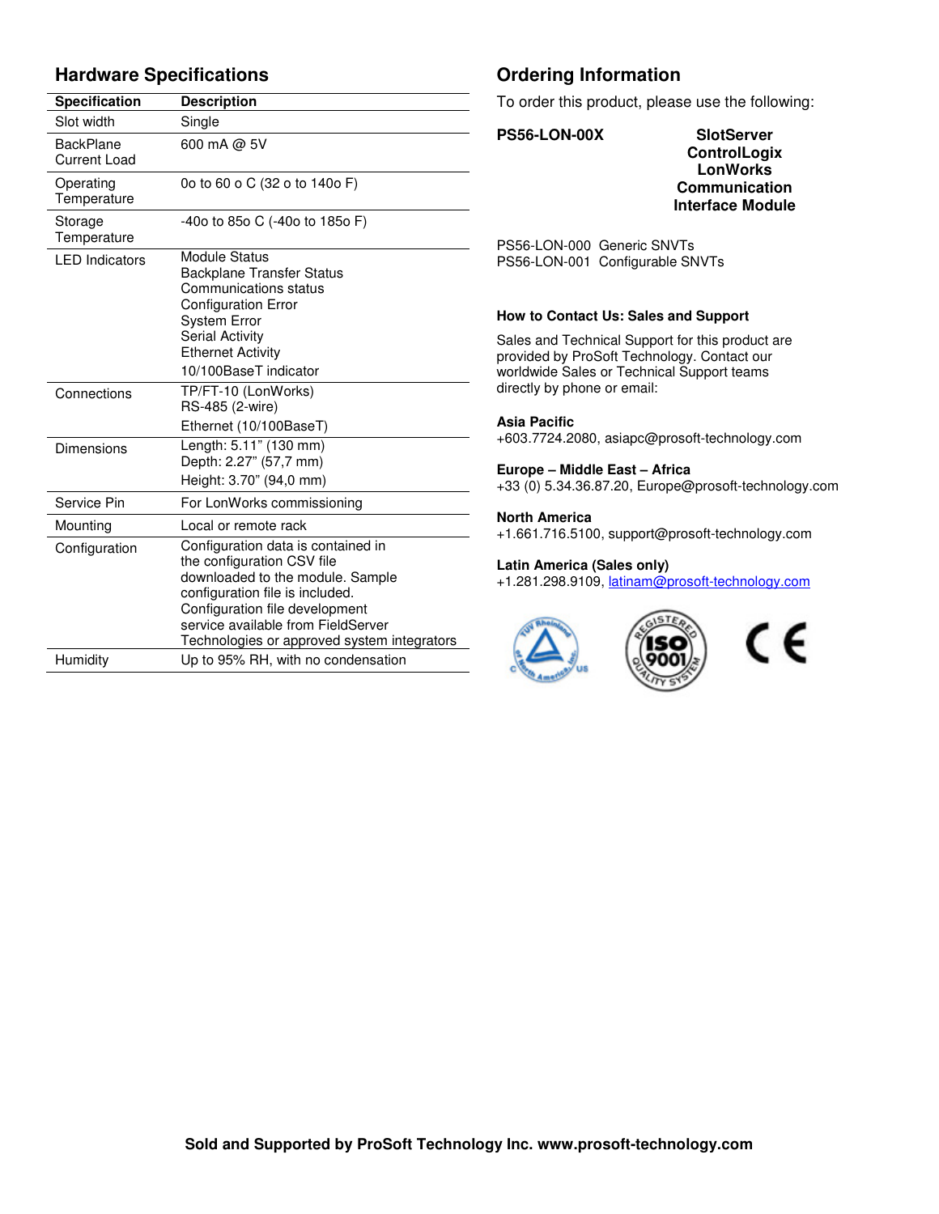## Hardware Specifications

| Specification | Description |
|---|---|
| Slot width | Single |
| BackPlane Current Load | 600 mA @ 5V |
| Operating Temperature | 0o to 60 o C (32 o to 140o F) |
| Storage Temperature | -40o to 85o C (-40o to 185o F) |
| LED Indicators | Module Status<br>Backplane Transfer Status<br>Communications status<br>Configuration Error<br>System Error<br>Serial Activity<br>Ethernet Activity<br>10/100BaseT indicator |
| Connections | TP/FT-10 (LonWorks)<br>RS-485 (2-wire)<br>Ethernet (10/100BaseT) |
| Dimensions | Length: 5.11" (130 mm)<br>Depth: 2.27" (57,7 mm)<br>Height: 3.70" (94,0 mm) |
| Service Pin | For LonWorks commissioning |
| Mounting | Local or remote rack |
| Configuration | Configuration data is contained in the configuration CSV file downloaded to the module. Sample configuration file is included. Configuration file development service available from FieldServer Technologies or approved system integrators |
| Humidity | Up to 95% RH, with no condensation |

## Ordering Information

To order this product, please use the following:

**PS56-LON-00X** **SlotServer ControlLogix LonWorks Communication Interface Module**

PS56-LON-000 Generic SNVTs
PS56-LON-001 Configurable SNVTs

### How to Contact Us: Sales and Support

Sales and Technical Support for this product are provided by ProSoft Technology. Contact our worldwide Sales or Technical Support teams directly by phone or email:

**Asia Pacific**
+603.7724.2080, asiapc@prosoft-technology.com

**Europe – Middle East – Africa**
+33 (0) 5.34.36.87.20, Europe@prosoft-technology.com

**North America**
+1.661.716.5100, support@prosoft-technology.com

**Latin America (Sales only)**
+1.281.298.9109, latinam@prosoft-technology.com

**Sold and Supported by ProSoft Technology Inc. www.prosoft-technology.com**